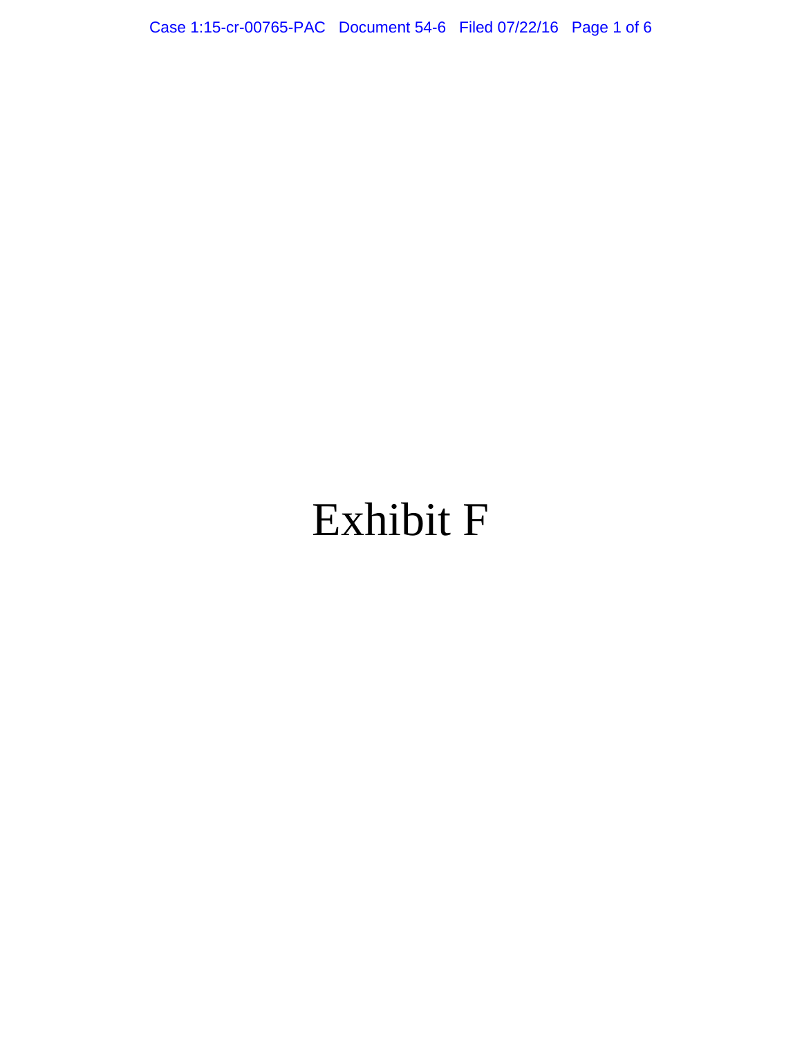# Exhibit F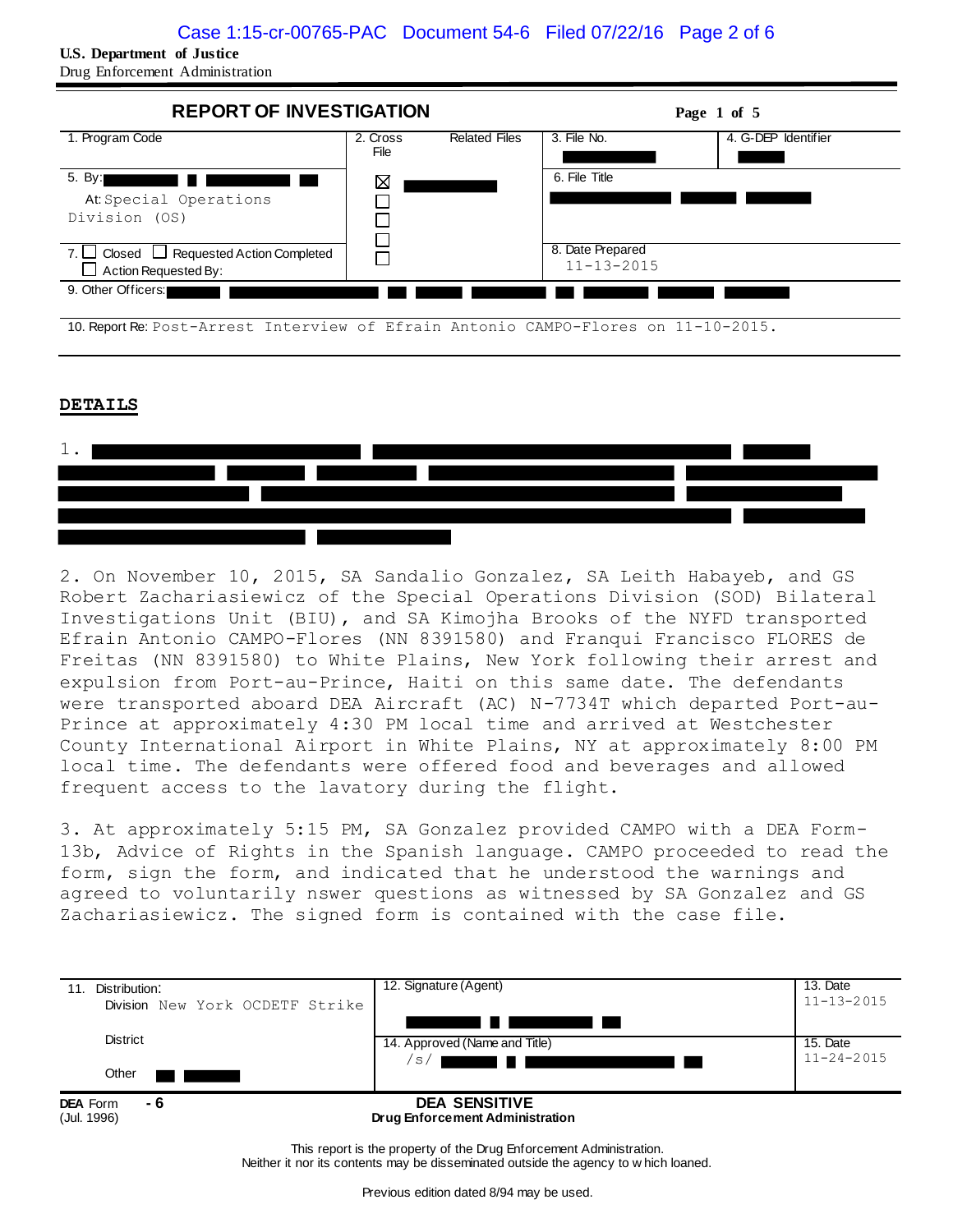**U.S. Department of Justice**
Drug Enforcement Administration

## REPORT OF INVESTIGATION

Page 1 of 5

| 1. Program Code | 2. Cross File | Related Files | 3. File No. | 4. G-DEP Identifier |
|---|---|---|---|---|
| 5. By: [redacted] At: Special Operations Division (OS) | ☒ [redacted] ☐ ☐ ☐ ☐ | | 6. File Title [redacted] | |
| 7. ☐ Closed ☐ Requested Action Completed ☐ Action Requested By: | | | 8. Date Prepared 11-13-2015 | |
| 9. Other Officers: [redacted] | | | | |
| 10. Report Re: Post-Arrest Interview of Efrain Antonio CAMPO-Flores on 11-10-2015. | | | | |

**DETAILS**

1. [redacted]

2. On November 10, 2015, SA Sandalio Gonzalez, SA Leith Habayeb, and GS Robert Zachariasiewicz of the Special Operations Division (SOD) Bilateral Investigations Unit (BIU), and SA Kimojha Brooks of the NYFD transported Efrain Antonio CAMPO-Flores (NN 8391580) and Franqui Francisco FLORES de Freitas (NN 8391580) to White Plains, New York following their arrest and expulsion from Port-au-Prince, Haiti on this same date. The defendants were transported aboard DEA Aircraft (AC) N-7734T which departed Port-au-Prince at approximately 4:30 PM local time and arrived at Westchester County International Airport in White Plains, NY at approximately 8:00 PM local time. The defendants were offered food and beverages and allowed frequent access to the lavatory during the flight.

3. At approximately 5:15 PM, SA Gonzalez provided CAMPO with a DEA Form-13b, Advice of Rights in the Spanish language. CAMPO proceeded to read the form, sign the form, and indicated that he understood the warnings and agreed to voluntarily nswer questions as witnessed by SA Gonzalez and GS Zachariasiewicz. The signed form is contained with the case file.

| 11. Distribution: | 12. Signature (Agent) | 13. Date |
|---|---|---|
| Division New York OCDETF Strike | [redacted] | 11-13-2015 |
| District | 14. Approved (Name and Title) | 15. Date |
| Other [redacted] | /s/ [redacted] | 11-24-2015 |

DEA Form - 6
(Jul. 1996)

**DEA SENSITIVE**
**Drug Enforcement Administration**

This report is the property of the Drug Enforcement Administration.
Neither it nor its contents may be disseminated outside the agency to which loaned.

Previous edition dated 8/94 may be used.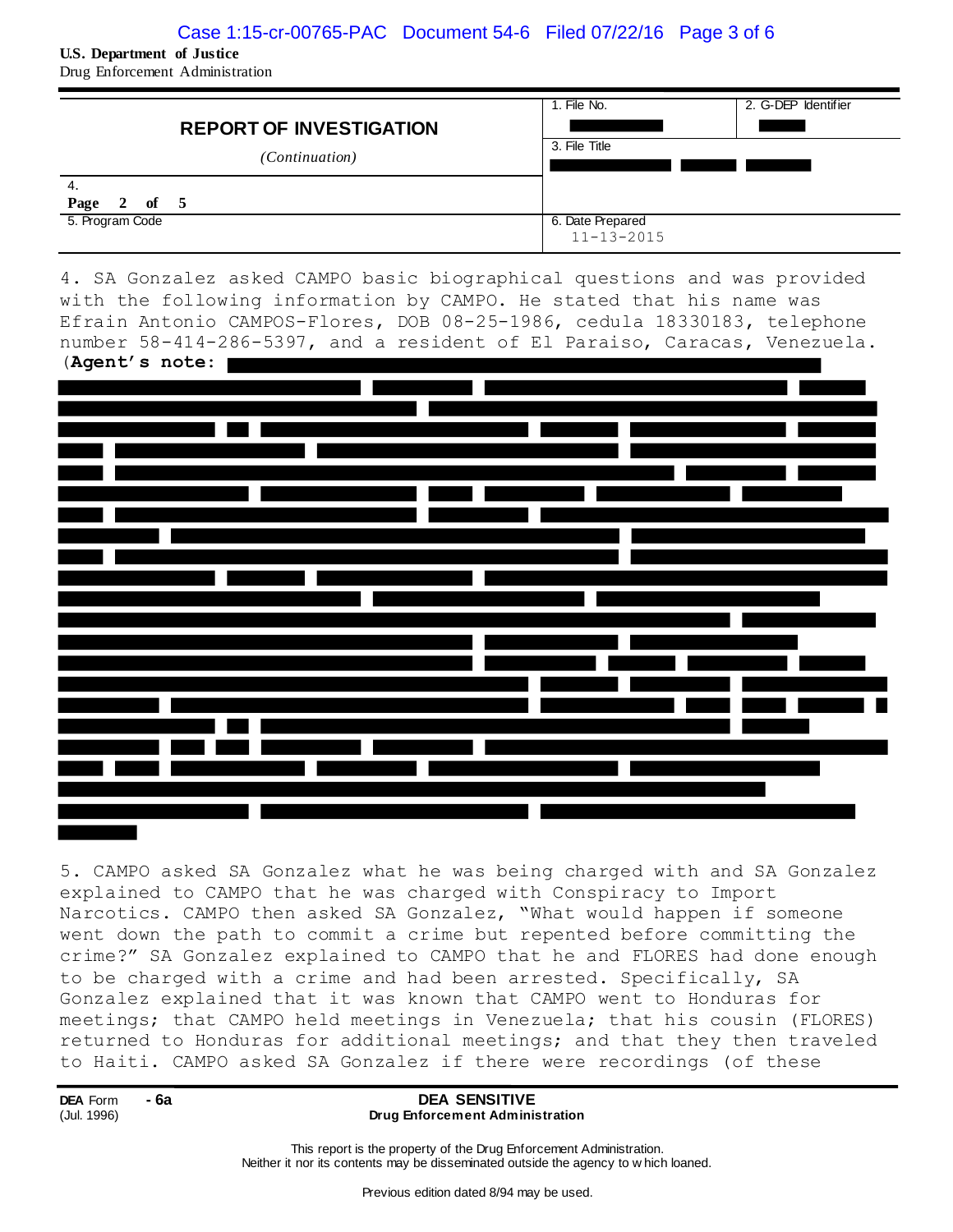**U.S. Department of Justice**
Drug Enforcement Administration

| **REPORT OF INVESTIGATION** *(Continuation)* | 1. File No. | 2. G-DEP Identifier |
|---|---|---|
| | 3. File Title | |
| 4. **Page 2 of 5** | | |
| 5. Program Code | 6. Date Prepared 11-13-2015 | |

4. SA Gonzalez asked CAMPO basic biographical questions and was provided with the following information by CAMPO. He stated that his name was Efrain Antonio CAMPOS-Flores, DOB 08-25-1986, cedula 18330183, telephone number 58-414-286-5397, and a resident of El Paraiso, Caracas, Venezuela. (**Agent's note:**

5. CAMPO asked SA Gonzalez what he was being charged with and SA Gonzalez explained to CAMPO that he was charged with Conspiracy to Import Narcotics. CAMPO then asked SA Gonzalez, "What would happen if someone went down the path to commit a crime but repented before committing the crime?" SA Gonzalez explained to CAMPO that he and FLORES had done enough to be charged with a crime and had been arrested. Specifically, SA Gonzalez explained that it was known that CAMPO went to Honduras for meetings; that CAMPO held meetings in Venezuela; that his cousin (FLORES) returned to Honduras for additional meetings; and that they then traveled to Haiti. CAMPO asked SA Gonzalez if there were recordings (of these

**DEA** Form **- 6a**
(Jul. 1996)

**DEA SENSITIVE**
**Drug Enforcement Administration**

This report is the property of the Drug Enforcement Administration.
Neither it nor its contents may be disseminated outside the agency to which loaned.

Previous edition dated 8/94 may be used.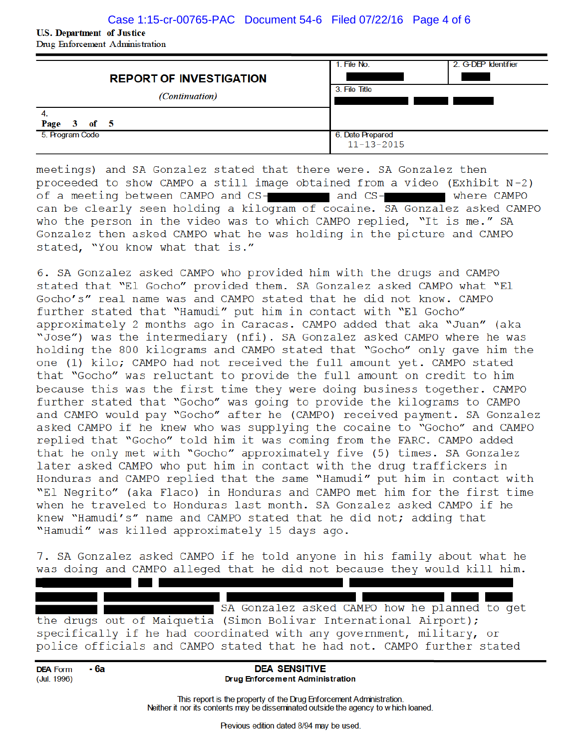U.S. Department of Justice
Drug Enforcement Administration

| **REPORT OF INVESTIGATION** *(Continuation)* | 1. File No. ████ | 2. G-DEP Identifier ████ |
|---|---|---|
| | 3. File Title ████ ████ ████ | |
| 4. Page 3 of 5 | | |
| 5. Program Code | 6. Date Prepared 11-13-2015 | |

meetings) and SA Gonzalez stated that there were. SA Gonzalez then proceeded to show CAMPO a still image obtained from a video (Exhibit N-2) of a meeting between CAMPO and CS-████ and CS-████ where CAMPO can be clearly seen holding a kilogram of cocaine. SA Gonzalez asked CAMPO who the person in the video was to which CAMPO replied, "It is me." SA Gonzalez then asked CAMPO what he was holding in the picture and CAMPO stated, "You know what that is."

6. SA Gonzalez asked CAMPO who provided him with the drugs and CAMPO stated that "El Gocho" provided them. SA Gonzalez asked CAMPO what "El Gocho's" real name was and CAMPO stated that he did not know. CAMPO further stated that "Hamudi" put him in contact with "El Gocho" approximately 2 months ago in Caracas. CAMPO added that aka "Juan" (aka "Jose") was the intermediary (nfi). SA Gonzalez asked CAMPO where he was holding the 800 kilograms and CAMPO stated that "Gocho" only gave him the one (1) kilo; CAMPO had not received the full amount yet. CAMPO stated that "Gocho" was reluctant to provide the full amount on credit to him because this was the first time they were doing business together. CAMPO further stated that "Gocho" was going to provide the kilograms to CAMPO and CAMPO would pay "Gocho" after he (CAMPO) received payment. SA Gonzalez asked CAMPO if he knew who was supplying the cocaine to "Gocho" and CAMPO replied that "Gocho" told him it was coming from the FARC. CAMPO added that he only met with "Gocho" approximately five (5) times. SA Gonzalez later asked CAMPO who put him in contact with the drug traffickers in Honduras and CAMPO replied that the same "Hamudi" put him in contact with "El Negrito" (aka Flaco) in Honduras and CAMPO met him for the first time when he traveled to Honduras last month. SA Gonzalez asked CAMPO if he knew "Hamudi's" name and CAMPO stated that he did not; adding that "Hamudi" was killed approximately 15 days ago.

7. SA Gonzalez asked CAMPO if he told anyone in his family about what he was doing and CAMPO alleged that he did not because they would kill him. ████████████████████████████████████████████ SA Gonzalez asked CAMPO how he planned to get the drugs out of Maiquetia (Simon Bolivar International Airport); specifically if he had coordinated with any government, military, or police officials and CAMPO stated that he had not. CAMPO further stated

DEA Form - 6a
(Jul. 1996)

**DEA SENSITIVE**
**Drug Enforcement Administration**

This report is the property of the Drug Enforcement Administration.
Neither it nor its contents may be disseminated outside the agency to which loaned.

Previous edition dated 8/94 may be used.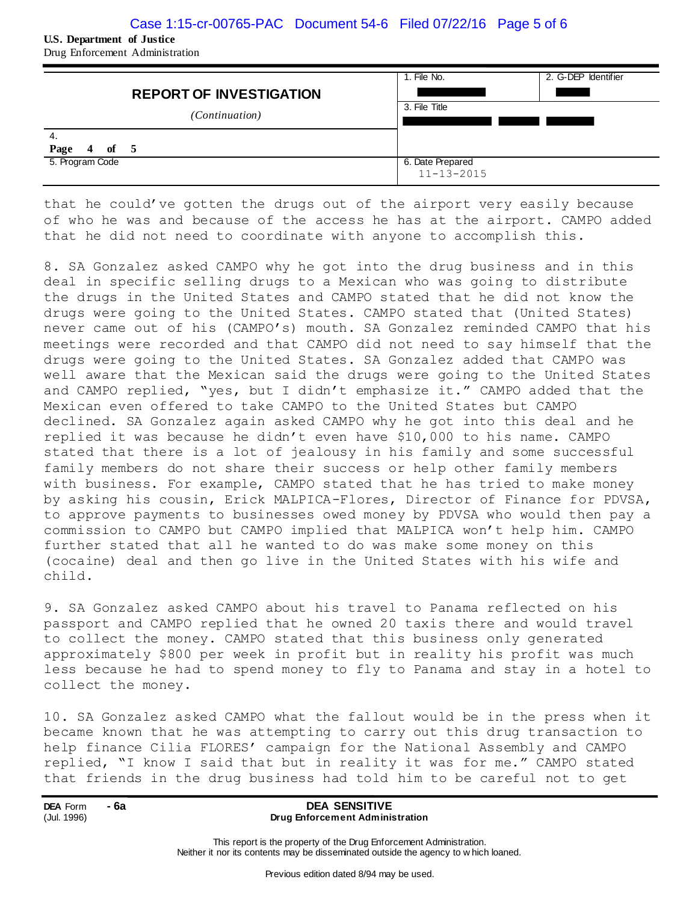**U.S. Department of Justice**
Drug Enforcement Administration

| REPORT OF INVESTIGATION *(Continuation)* | 1. File No. | 2. G-DEP Identifier |
|---|---|---|
| | 3. File Title | |
| 4. **Page 4 of 5** | | |
| 5. Program Code | 6. Date Prepared 11-13-2015 | |

that he could've gotten the drugs out of the airport very easily because of who he was and because of the access he has at the airport. CAMPO added that he did not need to coordinate with anyone to accomplish this.

8. SA Gonzalez asked CAMPO why he got into the drug business and in this deal in specific selling drugs to a Mexican who was going to distribute the drugs in the United States and CAMPO stated that he did not know the drugs were going to the United States. CAMPO stated that (United States) never came out of his (CAMPO's) mouth. SA Gonzalez reminded CAMPO that his meetings were recorded and that CAMPO did not need to say himself that the drugs were going to the United States. SA Gonzalez added that CAMPO was well aware that the Mexican said the drugs were going to the United States and CAMPO replied, "yes, but I didn't emphasize it." CAMPO added that the Mexican even offered to take CAMPO to the United States but CAMPO declined. SA Gonzalez again asked CAMPO why he got into this deal and he replied it was because he didn't even have $10,000 to his name. CAMPO stated that there is a lot of jealousy in his family and some successful family members do not share their success or help other family members with business. For example, CAMPO stated that he has tried to make money by asking his cousin, Erick MALPICA-Flores, Director of Finance for PDVSA, to approve payments to businesses owed money by PDVSA who would then pay a commission to CAMPO but CAMPO implied that MALPICA won't help him. CAMPO further stated that all he wanted to do was make some money on this (cocaine) deal and then go live in the United States with his wife and child.

9. SA Gonzalez asked CAMPO about his travel to Panama reflected on his passport and CAMPO replied that he owned 20 taxis there and would travel to collect the money. CAMPO stated that this business only generated approximately $800 per week in profit but in reality his profit was much less because he had to spend money to fly to Panama and stay in a hotel to collect the money.

10. SA Gonzalez asked CAMPO what the fallout would be in the press when it became known that he was attempting to carry out this drug transaction to help finance Cilia FLORES' campaign for the National Assembly and CAMPO replied, "I know I said that but in reality it was for me." CAMPO stated that friends in the drug business had told him to be careful not to get

**DEA** Form **- 6a** (Jul. 1996)

**DEA SENSITIVE**
**Drug Enforcement Administration**

This report is the property of the Drug Enforcement Administration.
Neither it nor its contents may be disseminated outside the agency to which loaned.

Previous edition dated 8/94 may be used.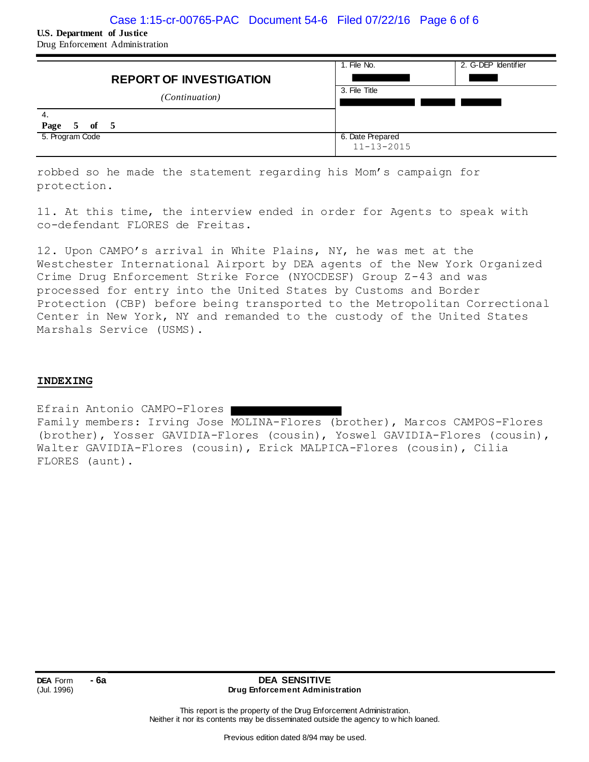U.S. Department of Justice
Drug Enforcement Administration

| | | |
|---|---|---|
| **REPORT OF INVESTIGATION** *(Continuation)* | 1. File No. | 2. G-DEP Identifier |
| | 3. File Title | |
| 4. **Page 5 of 5** | | |
| 5. Program Code | 6. Date Prepared 11-13-2015 | |

robbed so he made the statement regarding his Mom's campaign for protection.

11. At this time, the interview ended in order for Agents to speak with co-defendant FLORES de Freitas.

12. Upon CAMPO's arrival in White Plains, NY, he was met at the Westchester International Airport by DEA agents of the New York Organized Crime Drug Enforcement Strike Force (NYOCDESF) Group Z-43 and was processed for entry into the United States by Customs and Border Protection (CBP) before being transported to the Metropolitan Correctional Center in New York, NY and remanded to the custody of the United States Marshals Service (USMS).

**INDEXING**

Efrain Antonio CAMPO-Flores
Family members: Irving Jose MOLINA-Flores (brother), Marcos CAMPOS-Flores (brother), Yosser GAVIDIA-Flores (cousin), Yoswel GAVIDIA-Flores (cousin), Walter GAVIDIA-Flores (cousin), Erick MALPICA-Flores (cousin), Cilia FLORES (aunt).

DEA Form - 6a
(Jul. 1996)

**DEA SENSITIVE**
**Drug Enforcement Administration**

This report is the property of the Drug Enforcement Administration.
Neither it nor its contents may be disseminated outside the agency to which loaned.

Previous edition dated 8/94 may be used.